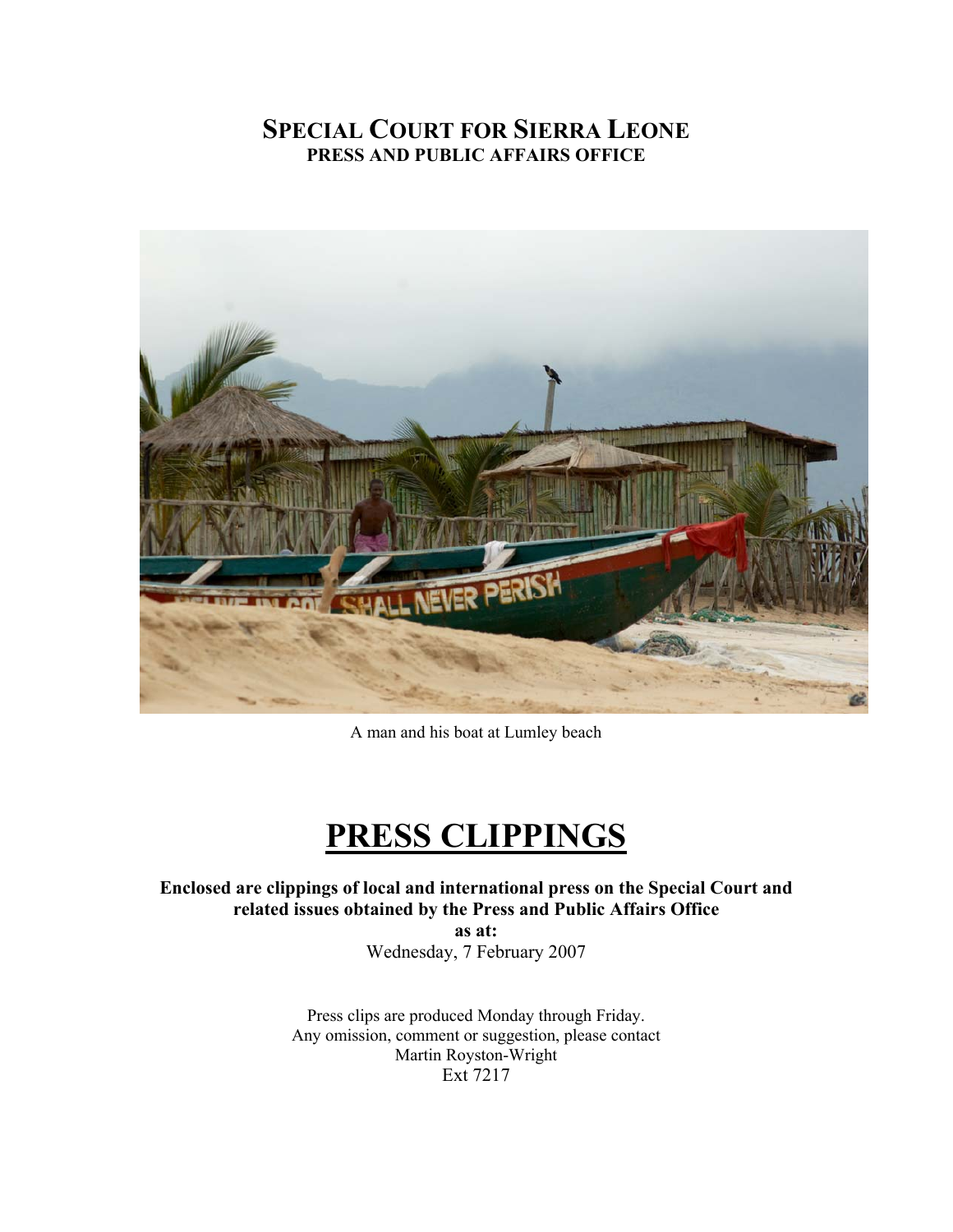# SPECIAL COURT FOR SIERRA LEONE
## PRESS AND PUBLIC AFFAIRS OFFICE

A man and his boat at Lumley beach

# PRESS CLIPPINGS

**Enclosed are clippings of local and international press on the Special Court and related issues obtained by the Press and Public Affairs Office as at:**

Wednesday, 7 February 2007

Press clips are produced Monday through Friday.
Any omission, comment or suggestion, please contact
Martin Royston-Wright
Ext 7217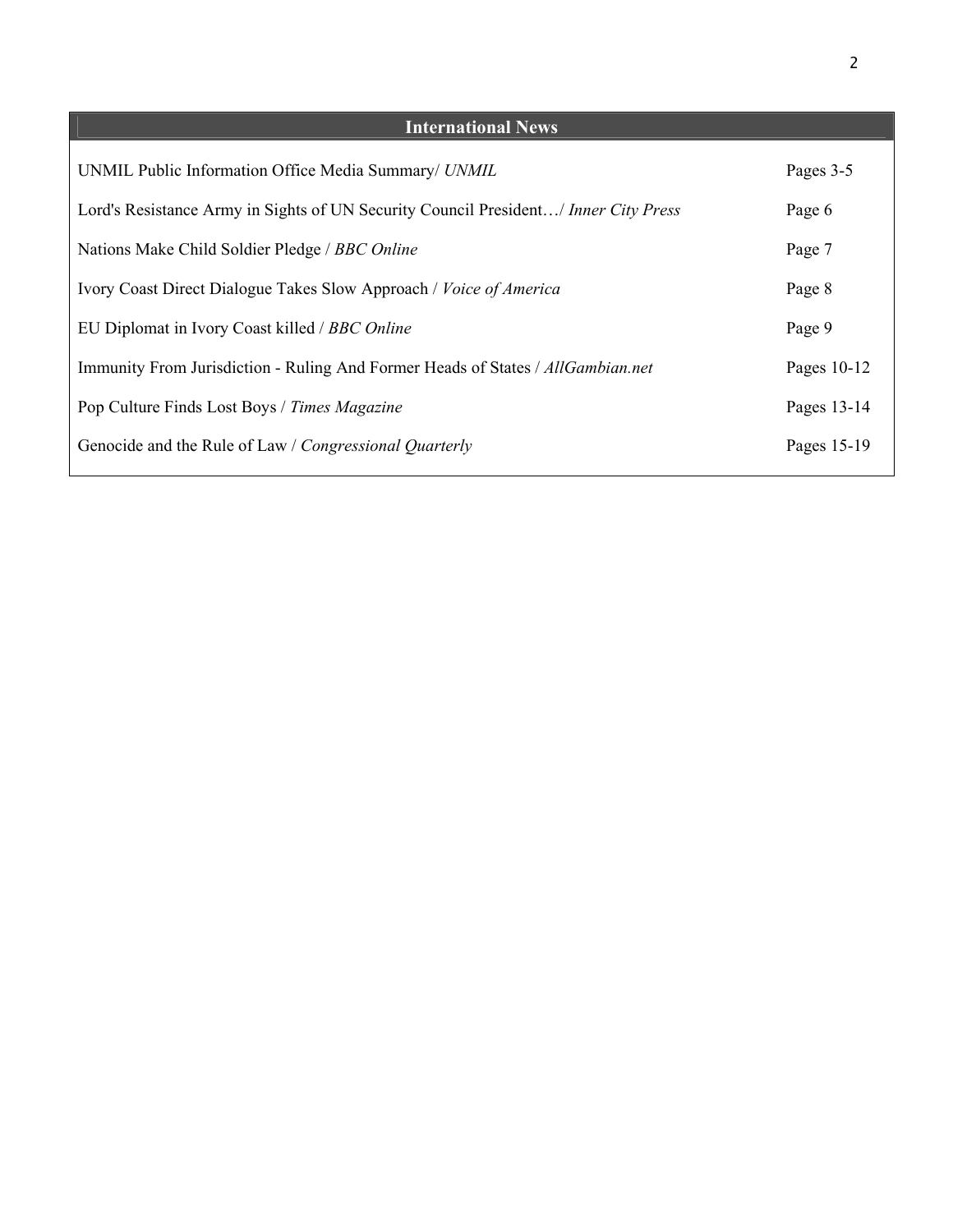## International News

| | |
|---|---|
| UNMIL Public Information Office Media Summary/ *UNMIL* | Pages 3-5 |
| Lord's Resistance Army in Sights of UN Security Council President…/ *Inner City Press* | Page 6 |
| Nations Make Child Soldier Pledge / *BBC Online* | Page 7 |
| Ivory Coast Direct Dialogue Takes Slow Approach / *Voice of America* | Page 8 |
| EU Diplomat in Ivory Coast killed / *BBC Online* | Page 9 |
| Immunity From Jurisdiction - Ruling And Former Heads of States / *AllGambian.net* | Pages 10-12 |
| Pop Culture Finds Lost Boys / *Times Magazine* | Pages 13-14 |
| Genocide and the Rule of Law / *Congressional Quarterly* | Pages 15-19 |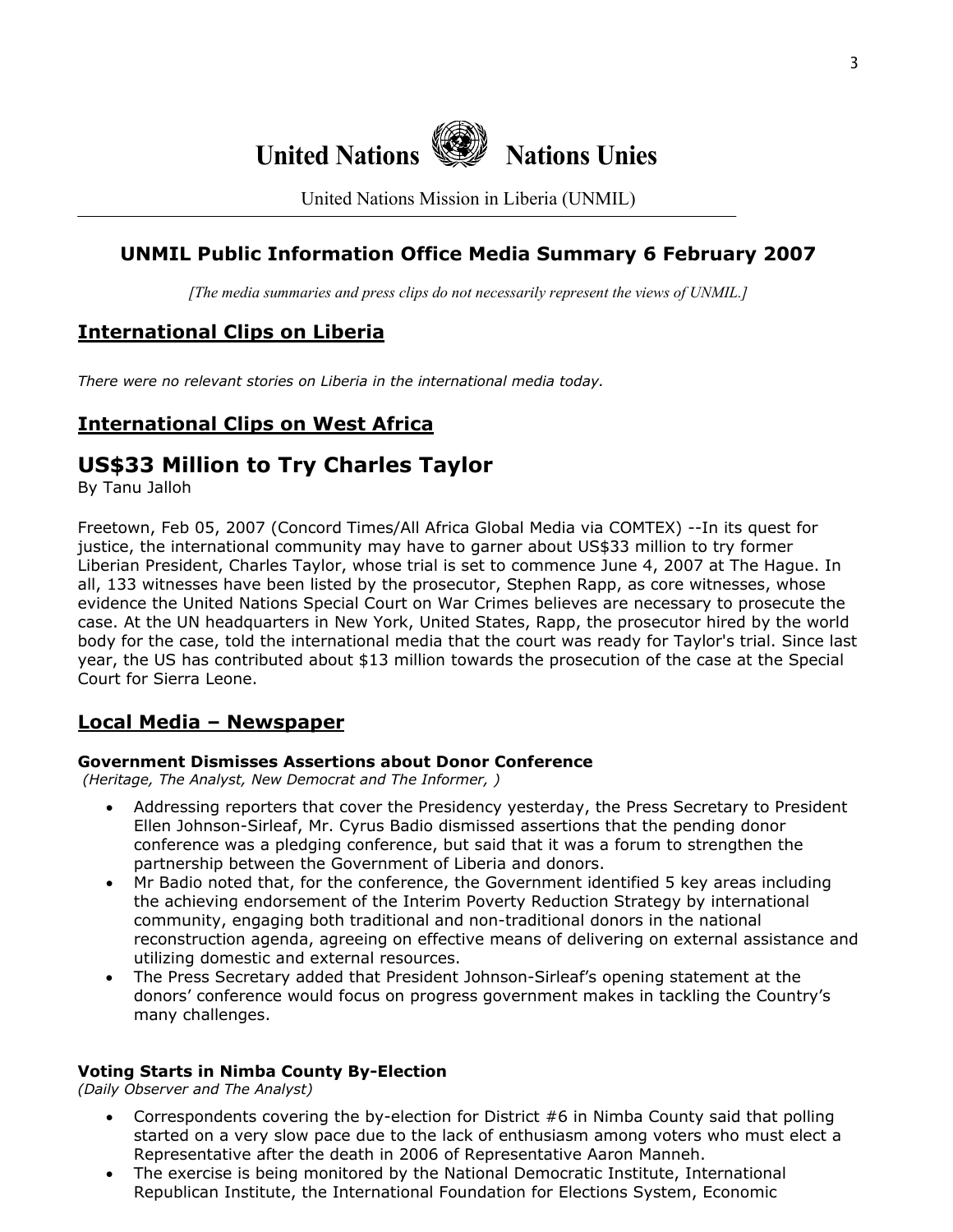# United Nations Nations Unies

United Nations Mission in Liberia (UNMIL)

## UNMIL Public Information Office Media Summary 6 February 2007

*[The media summaries and press clips do not necessarily represent the views of UNMIL.]*

## International Clips on Liberia

*There were no relevant stories on Liberia in the international media today.*

## International Clips on West Africa

## US$33 Million to Try Charles Taylor

By Tanu Jalloh

Freetown, Feb 05, 2007 (Concord Times/All Africa Global Media via COMTEX) --In its quest for justice, the international community may have to garner about US$33 million to try former Liberian President, Charles Taylor, whose trial is set to commence June 4, 2007 at The Hague. In all, 133 witnesses have been listed by the prosecutor, Stephen Rapp, as core witnesses, whose evidence the United Nations Special Court on War Crimes believes are necessary to prosecute the case. At the UN headquarters in New York, United States, Rapp, the prosecutor hired by the world body for the case, told the international media that the court was ready for Taylor's trial. Since last year, the US has contributed about $13 million towards the prosecution of the case at the Special Court for Sierra Leone.

## Local Media – Newspaper

**Government Dismisses Assertions about Donor Conference**
*(Heritage, The Analyst, New Democrat and The Informer, )*

- Addressing reporters that cover the Presidency yesterday, the Press Secretary to President Ellen Johnson-Sirleaf, Mr. Cyrus Badio dismissed assertions that the pending donor conference was a pledging conference, but said that it was a forum to strengthen the partnership between the Government of Liberia and donors.
- Mr Badio noted that, for the conference, the Government identified 5 key areas including the achieving endorsement of the Interim Poverty Reduction Strategy by international community, engaging both traditional and non-traditional donors in the national reconstruction agenda, agreeing on effective means of delivering on external assistance and utilizing domestic and external resources.
- The Press Secretary added that President Johnson-Sirleaf's opening statement at the donors' conference would focus on progress government makes in tackling the Country's many challenges.

**Voting Starts in Nimba County By-Election**
*(Daily Observer and The Analyst)*

- Correspondents covering the by-election for District #6 in Nimba County said that polling started on a very slow pace due to the lack of enthusiasm among voters who must elect a Representative after the death in 2006 of Representative Aaron Manneh.
- The exercise is being monitored by the National Democratic Institute, International Republican Institute, the International Foundation for Elections System, Economic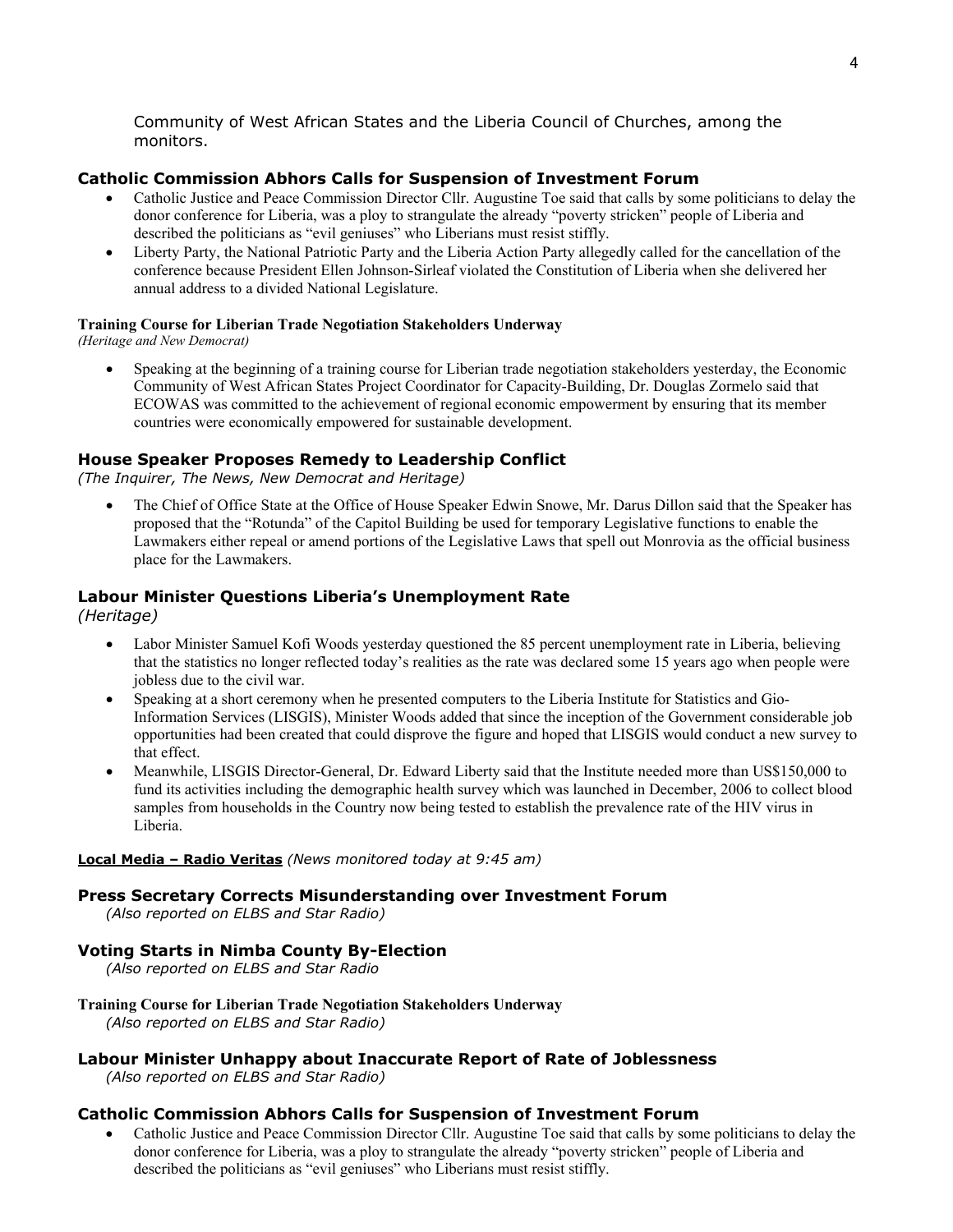Community of West African States and the Liberia Council of Churches, among the monitors.

### Catholic Commission Abhors Calls for Suspension of Investment Forum

- Catholic Justice and Peace Commission Director Cllr. Augustine Toe said that calls by some politicians to delay the donor conference for Liberia, was a ploy to strangulate the already "poverty stricken" people of Liberia and described the politicians as "evil geniuses" who Liberians must resist stiffly.
- Liberty Party, the National Patriotic Party and the Liberia Action Party allegedly called for the cancellation of the conference because President Ellen Johnson-Sirleaf violated the Constitution of Liberia when she delivered her annual address to a divided National Legislature.

**Training Course for Liberian Trade Negotiation Stakeholders Underway**
*(Heritage and New Democrat)*

- Speaking at the beginning of a training course for Liberian trade negotiation stakeholders yesterday, the Economic Community of West African States Project Coordinator for Capacity-Building, Dr. Douglas Zormelo said that ECOWAS was committed to the achievement of regional economic empowerment by ensuring that its member countries were economically empowered for sustainable development.

### House Speaker Proposes Remedy to Leadership Conflict
*(The Inquirer, The News, New Democrat and Heritage)*

- The Chief of Office State at the Office of House Speaker Edwin Snowe, Mr. Darus Dillon said that the Speaker has proposed that the "Rotunda" of the Capitol Building be used for temporary Legislative functions to enable the Lawmakers either repeal or amend portions of the Legislative Laws that spell out Monrovia as the official business place for the Lawmakers.

### Labour Minister Questions Liberia's Unemployment Rate
*(Heritage)*

- Labor Minister Samuel Kofi Woods yesterday questioned the 85 percent unemployment rate in Liberia, believing that the statistics no longer reflected today's realities as the rate was declared some 15 years ago when people were jobless due to the civil war.
- Speaking at a short ceremony when he presented computers to the Liberia Institute for Statistics and Gio-Information Services (LISGIS), Minister Woods added that since the inception of the Government considerable job opportunities had been created that could disprove the figure and hoped that LISGIS would conduct a new survey to that effect.
- Meanwhile, LISGIS Director-General, Dr. Edward Liberty said that the Institute needed more than US$150,000 to fund its activities including the demographic health survey which was launched in December, 2006 to collect blood samples from households in the Country now being tested to establish the prevalence rate of the HIV virus in Liberia.

**Local Media – Radio Veritas** *(News monitored today at 9:45 am)*

### Press Secretary Corrects Misunderstanding over Investment Forum
*(Also reported on ELBS and Star Radio)*

### Voting Starts in Nimba County By-Election
*(Also reported on ELBS and Star Radio*

**Training Course for Liberian Trade Negotiation Stakeholders Underway**
*(Also reported on ELBS and Star Radio)*

### Labour Minister Unhappy about Inaccurate Report of Rate of Joblessness
*(Also reported on ELBS and Star Radio)*

### Catholic Commission Abhors Calls for Suspension of Investment Forum

- Catholic Justice and Peace Commission Director Cllr. Augustine Toe said that calls by some politicians to delay the donor conference for Liberia, was a ploy to strangulate the already "poverty stricken" people of Liberia and described the politicians as "evil geniuses" who Liberians must resist stiffly.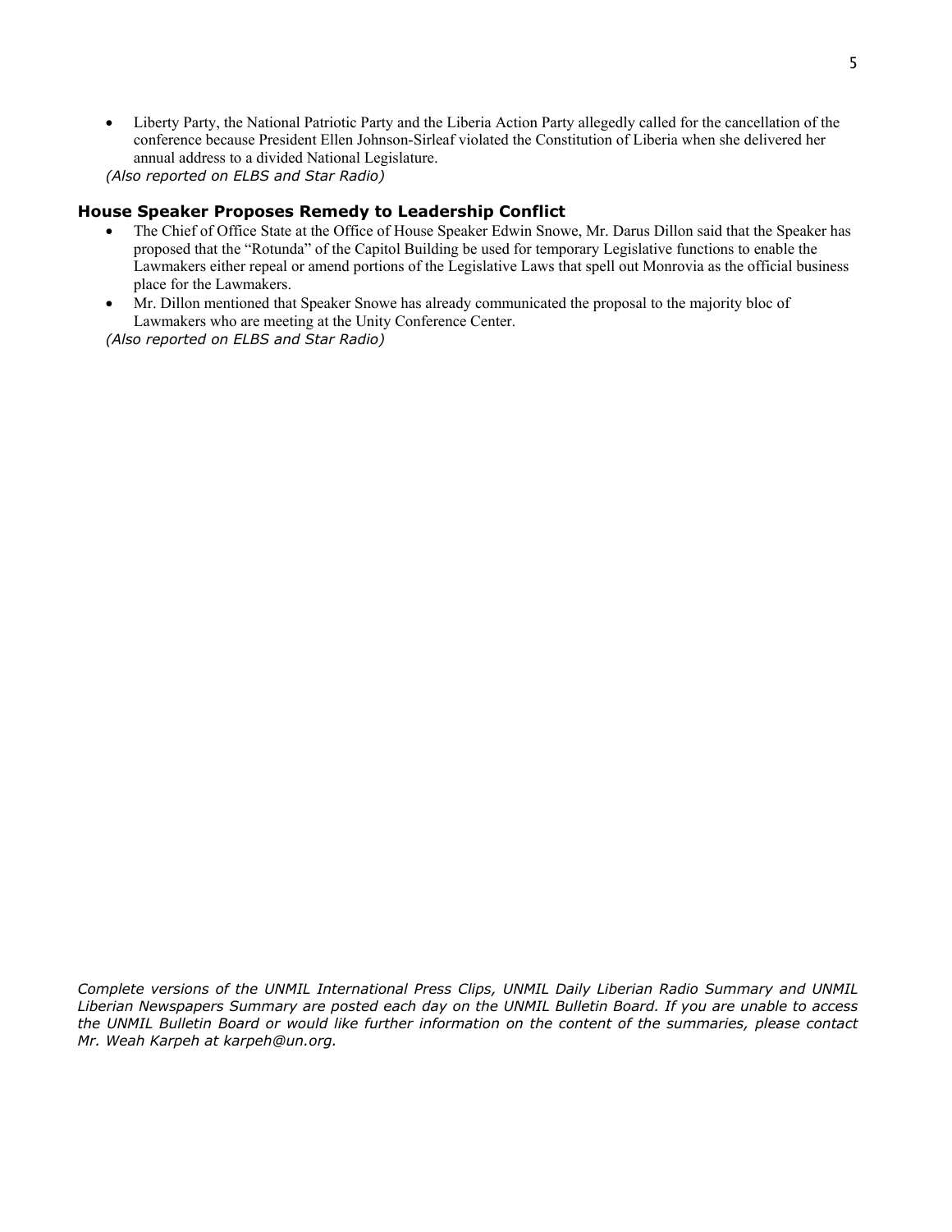- Liberty Party, the National Patriotic Party and the Liberia Action Party allegedly called for the cancellation of the conference because President Ellen Johnson-Sirleaf violated the Constitution of Liberia when she delivered her annual address to a divided National Legislature.

*(Also reported on ELBS and Star Radio)*

### House Speaker Proposes Remedy to Leadership Conflict

- The Chief of Office State at the Office of House Speaker Edwin Snowe, Mr. Darus Dillon said that the Speaker has proposed that the "Rotunda" of the Capitol Building be used for temporary Legislative functions to enable the Lawmakers either repeal or amend portions of the Legislative Laws that spell out Monrovia as the official business place for the Lawmakers.
- Mr. Dillon mentioned that Speaker Snowe has already communicated the proposal to the majority bloc of Lawmakers who are meeting at the Unity Conference Center.

*(Also reported on ELBS and Star Radio)*

*Complete versions of the UNMIL International Press Clips, UNMIL Daily Liberian Radio Summary and UNMIL Liberian Newspapers Summary are posted each day on the UNMIL Bulletin Board. If you are unable to access the UNMIL Bulletin Board or would like further information on the content of the summaries, please contact Mr. Weah Karpeh at karpeh@un.org.*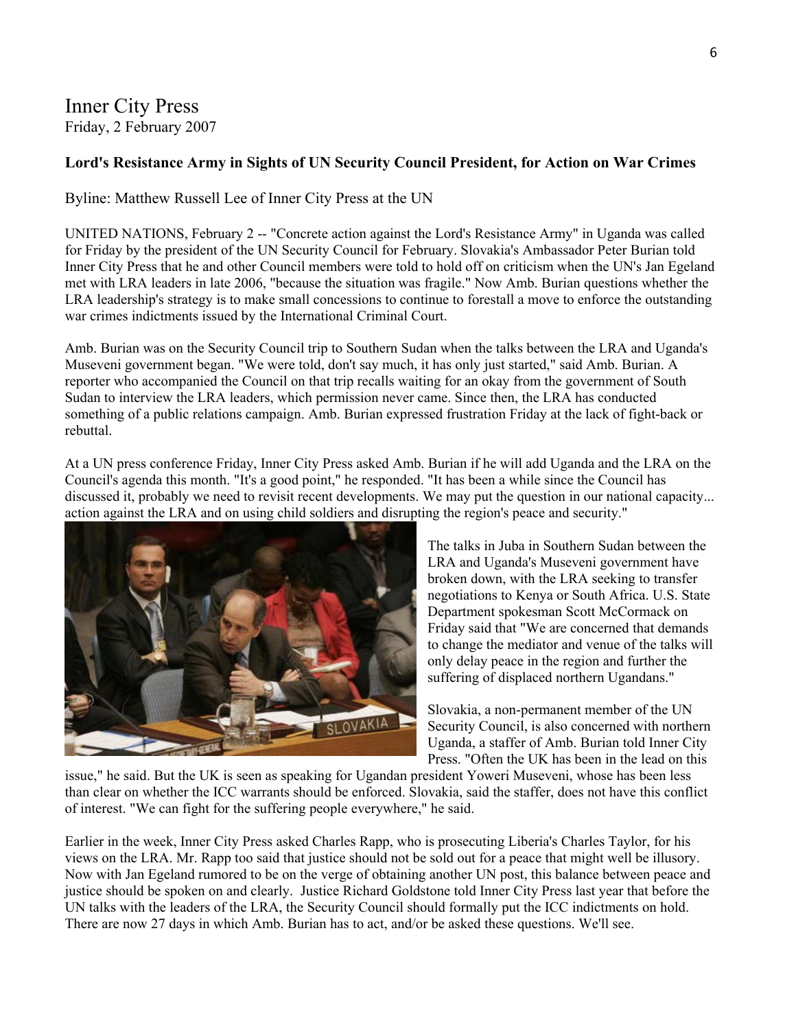Inner City Press
Friday, 2 February 2007

**Lord's Resistance Army in Sights of UN Security Council President, for Action on War Crimes**

Byline: Matthew Russell Lee of Inner City Press at the UN

UNITED NATIONS, February 2 -- "Concrete action against the Lord's Resistance Army" in Uganda was called for Friday by the president of the UN Security Council for February. Slovakia's Ambassador Peter Burian told Inner City Press that he and other Council members were told to hold off on criticism when the UN's Jan Egeland met with LRA leaders in late 2006, "because the situation was fragile." Now Amb. Burian questions whether the LRA leadership's strategy is to make small concessions to continue to forestall a move to enforce the outstanding war crimes indictments issued by the International Criminal Court.

Amb. Burian was on the Security Council trip to Southern Sudan when the talks between the LRA and Uganda's Museveni government began. "We were told, don't say much, it has only just started," said Amb. Burian. A reporter who accompanied the Council on that trip recalls waiting for an okay from the government of South Sudan to interview the LRA leaders, which permission never came. Since then, the LRA has conducted something of a public relations campaign. Amb. Burian expressed frustration Friday at the lack of fight-back or rebuttal.

At a UN press conference Friday, Inner City Press asked Amb. Burian if he will add Uganda and the LRA on the Council's agenda this month. "It's a good point," he responded. "It has been a while since the Council has discussed it, probably we need to revisit recent developments. We may put the question in our national capacity... action against the LRA and on using child soldiers and disrupting the region's peace and security."

The talks in Juba in Southern Sudan between the LRA and Uganda's Museveni government have broken down, with the LRA seeking to transfer negotiations to Kenya or South Africa. U.S. State Department spokesman Scott McCormack on Friday said that "We are concerned that demands to change the mediator and venue of the talks will only delay peace in the region and further the suffering of displaced northern Ugandans."

Slovakia, a non-permanent member of the UN Security Council, is also concerned with northern Uganda, a staffer of Amb. Burian told Inner City Press. "Often the UK has been in the lead on this issue," he said. But the UK is seen as speaking for Ugandan president Yoweri Museveni, whose has been less than clear on whether the ICC warrants should be enforced. Slovakia, said the staffer, does not have this conflict of interest. "We can fight for the suffering people everywhere," he said.

Earlier in the week, Inner City Press asked Charles Rapp, who is prosecuting Liberia's Charles Taylor, for his views on the LRA. Mr. Rapp too said that justice should not be sold out for a peace that might well be illusory. Now with Jan Egeland rumored to be on the verge of obtaining another UN post, this balance between peace and justice should be spoken on and clearly. Justice Richard Goldstone told Inner City Press last year that before the UN talks with the leaders of the LRA, the Security Council should formally put the ICC indictments on hold. There are now 27 days in which Amb. Burian has to act, and/or be asked these questions. We'll see.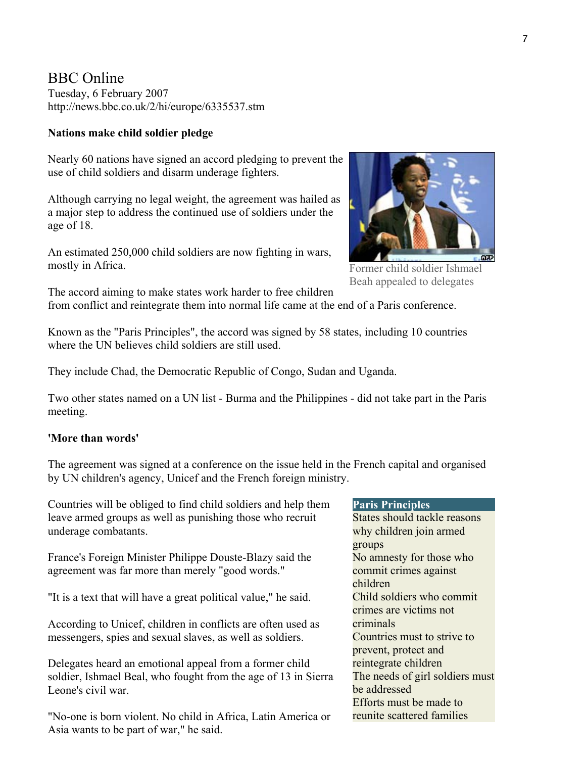BBC Online
Tuesday, 6 February 2007
http://news.bbc.co.uk/2/hi/europe/6335537.stm

**Nations make child soldier pledge**

Nearly 60 nations have signed an accord pledging to prevent the use of child soldiers and disarm underage fighters.

Although carrying no legal weight, the agreement was hailed as a major step to address the continued use of soldiers under the age of 18.

An estimated 250,000 child soldiers are now fighting in wars, mostly in Africa.

Former child soldier Ishmael Beah appealed to delegates

The accord aiming to make states work harder to free children from conflict and reintegrate them into normal life came at the end of a Paris conference.

Known as the "Paris Principles", the accord was signed by 58 states, including 10 countries where the UN believes child soldiers are still used.

They include Chad, the Democratic Republic of Congo, Sudan and Uganda.

Two other states named on a UN list - Burma and the Philippines - did not take part in the Paris meeting.

**'More than words'**

The agreement was signed at a conference on the issue held in the French capital and organised by UN children's agency, Unicef and the French foreign ministry.

Countries will be obliged to find child soldiers and help them leave armed groups as well as punishing those who recruit underage combatants.

France's Foreign Minister Philippe Douste-Blazy said the agreement was far more than merely "good words."

"It is a text that will have a great political value," he said.

According to Unicef, children in conflicts are often used as messengers, spies and sexual slaves, as well as soldiers.

Delegates heard an emotional appeal from a former child soldier, Ishmael Beal, who fought from the age of 13 in Sierra Leone's civil war.

"No-one is born violent. No child in Africa, Latin America or Asia wants to be part of war," he said.

**Paris Principles**

States should tackle reasons why children join armed groups
No amnesty for those who commit crimes against children
Child soldiers who commit crimes are victims not criminals
Countries must to strive to prevent, protect and reintegrate children
The needs of girl soldiers must be addressed
Efforts must be made to reunite scattered families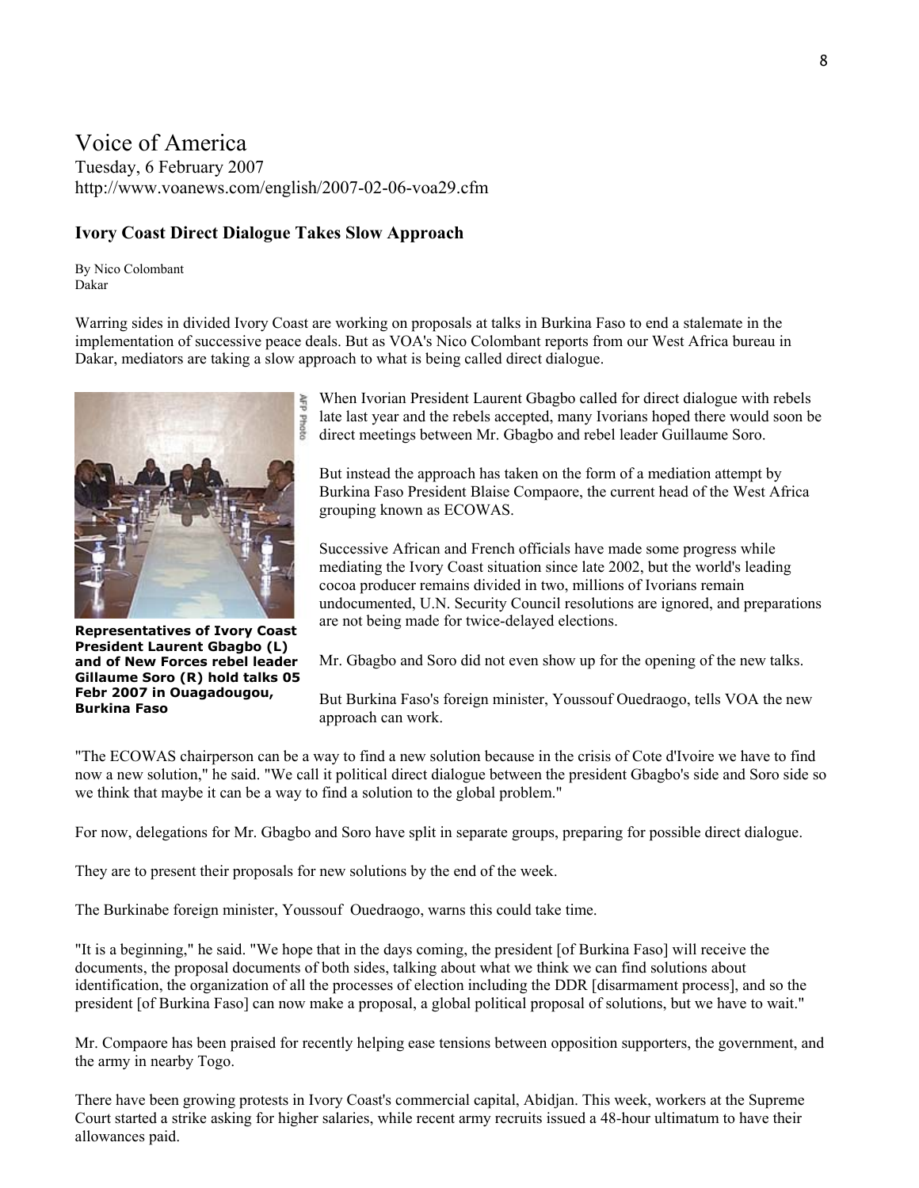# Voice of America

Tuesday, 6 February 2007
http://www.voanews.com/english/2007-02-06-voa29.cfm

### Ivory Coast Direct Dialogue Takes Slow Approach

By Nico Colombant
Dakar

Warring sides in divided Ivory Coast are working on proposals at talks in Burkina Faso to end a stalemate in the implementation of successive peace deals. But as VOA's Nico Colombant reports from our West Africa bureau in Dakar, mediators are taking a slow approach to what is being called direct dialogue.

**Representatives of Ivory Coast President Laurent Gbagbo (L) and of New Forces rebel leader Gillaume Soro (R) hold talks 05 Febr 2007 in Ouagadougou, Burkina Faso**

When Ivorian President Laurent Gbagbo called for direct dialogue with rebels late last year and the rebels accepted, many Ivorians hoped there would soon be direct meetings between Mr. Gbagbo and rebel leader Guillaume Soro.

But instead the approach has taken on the form of a mediation attempt by Burkina Faso President Blaise Compaore, the current head of the West Africa grouping known as ECOWAS.

Successive African and French officials have made some progress while mediating the Ivory Coast situation since late 2002, but the world's leading cocoa producer remains divided in two, millions of Ivorians remain undocumented, U.N. Security Council resolutions are ignored, and preparations are not being made for twice-delayed elections.

Mr. Gbagbo and Soro did not even show up for the opening of the new talks.

But Burkina Faso's foreign minister, Youssouf Ouedraogo, tells VOA the new approach can work.

"The ECOWAS chairperson can be a way to find a new solution because in the crisis of Cote d'Ivoire we have to find now a new solution," he said. "We call it political direct dialogue between the president Gbagbo's side and Soro side so we think that maybe it can be a way to find a solution to the global problem."

For now, delegations for Mr. Gbagbo and Soro have split in separate groups, preparing for possible direct dialogue.

They are to present their proposals for new solutions by the end of the week.

The Burkinabe foreign minister, Youssouf Ouedraogo, warns this could take time.

"It is a beginning," he said. "We hope that in the days coming, the president [of Burkina Faso] will receive the documents, the proposal documents of both sides, talking about what we think we can find solutions about identification, the organization of all the processes of election including the DDR [disarmament process], and so the president [of Burkina Faso] can now make a proposal, a global political proposal of solutions, but we have to wait."

Mr. Compaore has been praised for recently helping ease tensions between opposition supporters, the government, and the army in nearby Togo.

There have been growing protests in Ivory Coast's commercial capital, Abidjan. This week, workers at the Supreme Court started a strike asking for higher salaries, while recent army recruits issued a 48-hour ultimatum to have their allowances paid.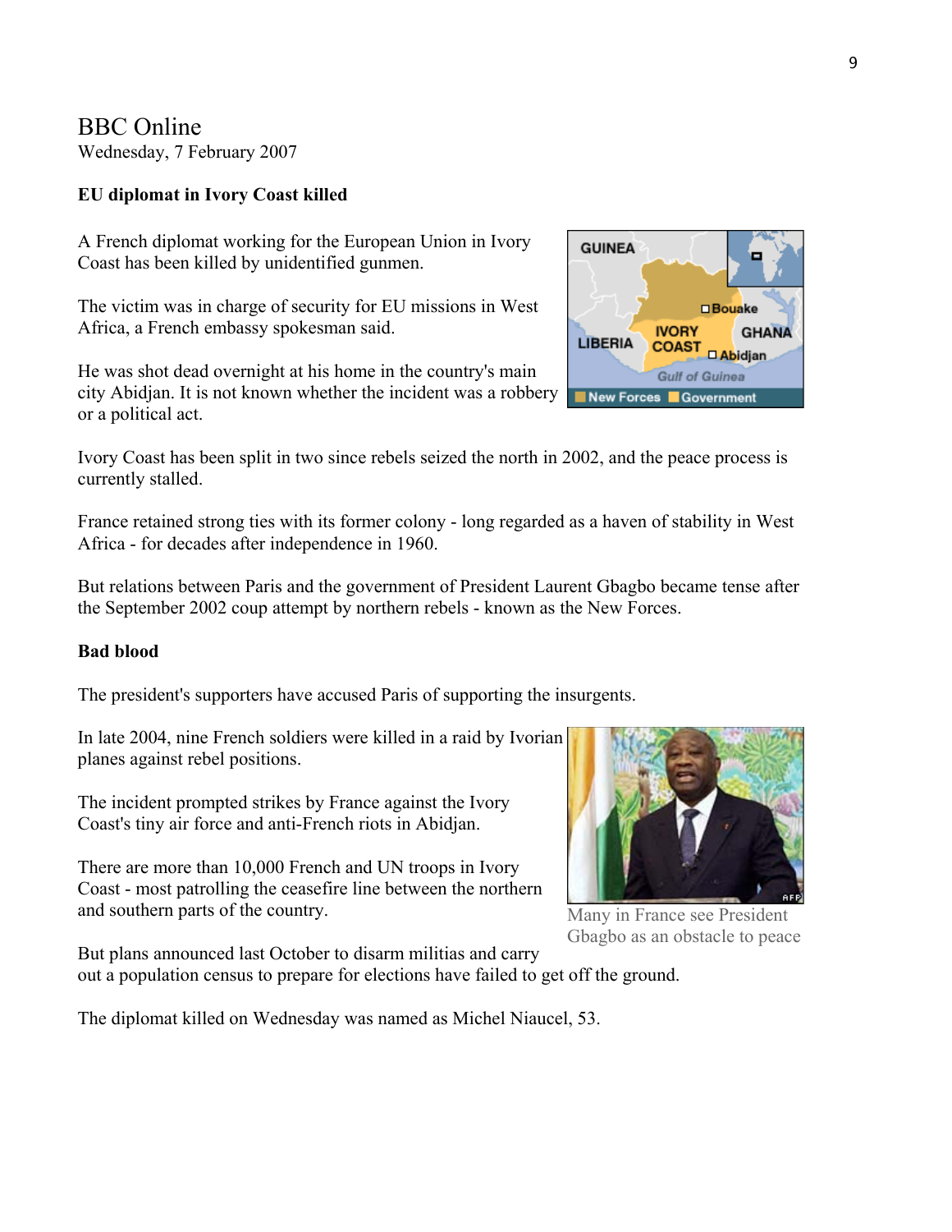# BBC Online

Wednesday, 7 February 2007

**EU diplomat in Ivory Coast killed**

A French diplomat working for the European Union in Ivory Coast has been killed by unidentified gunmen.

The victim was in charge of security for EU missions in West Africa, a French embassy spokesman said.

He was shot dead overnight at his home in the country's main city Abidjan. It is not known whether the incident was a robbery or a political act.

Ivory Coast has been split in two since rebels seized the north in 2002, and the peace process is currently stalled.

France retained strong ties with its former colony - long regarded as a haven of stability in West Africa - for decades after independence in 1960.

But relations between Paris and the government of President Laurent Gbagbo became tense after the September 2002 coup attempt by northern rebels - known as the New Forces.

**Bad blood**

The president's supporters have accused Paris of supporting the insurgents.

In late 2004, nine French soldiers were killed in a raid by Ivorian planes against rebel positions.

The incident prompted strikes by France against the Ivory Coast's tiny air force and anti-French riots in Abidjan.

There are more than 10,000 French and UN troops in Ivory Coast - most patrolling the ceasefire line between the northern and southern parts of the country.

Many in France see President Gbagbo as an obstacle to peace

But plans announced last October to disarm militias and carry out a population census to prepare for elections have failed to get off the ground.

The diplomat killed on Wednesday was named as Michel Niaucel, 53.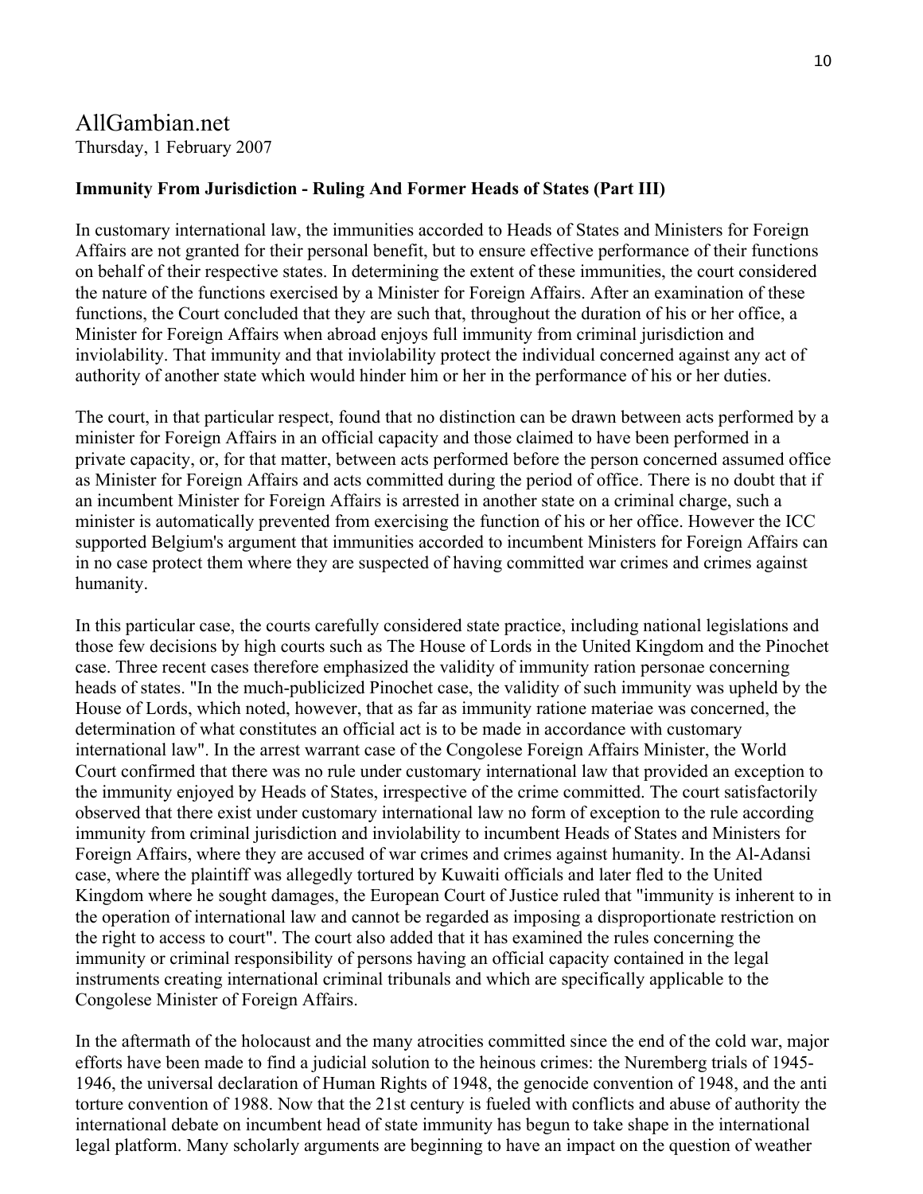AllGambian.net
Thursday, 1 February 2007

**Immunity From Jurisdiction - Ruling And Former Heads of States (Part III)**

In customary international law, the immunities accorded to Heads of States and Ministers for Foreign Affairs are not granted for their personal benefit, but to ensure effective performance of their functions on behalf of their respective states. In determining the extent of these immunities, the court considered the nature of the functions exercised by a Minister for Foreign Affairs. After an examination of these functions, the Court concluded that they are such that, throughout the duration of his or her office, a Minister for Foreign Affairs when abroad enjoys full immunity from criminal jurisdiction and inviolability. That immunity and that inviolability protect the individual concerned against any act of authority of another state which would hinder him or her in the performance of his or her duties.

The court, in that particular respect, found that no distinction can be drawn between acts performed by a minister for Foreign Affairs in an official capacity and those claimed to have been performed in a private capacity, or, for that matter, between acts performed before the person concerned assumed office as Minister for Foreign Affairs and acts committed during the period of office. There is no doubt that if an incumbent Minister for Foreign Affairs is arrested in another state on a criminal charge, such a minister is automatically prevented from exercising the function of his or her office. However the ICC supported Belgium's argument that immunities accorded to incumbent Ministers for Foreign Affairs can in no case protect them where they are suspected of having committed war crimes and crimes against humanity.

In this particular case, the courts carefully considered state practice, including national legislations and those few decisions by high courts such as The House of Lords in the United Kingdom and the Pinochet case. Three recent cases therefore emphasized the validity of immunity ration personae concerning heads of states. "In the much-publicized Pinochet case, the validity of such immunity was upheld by the House of Lords, which noted, however, that as far as immunity ratione materiae was concerned, the determination of what constitutes an official act is to be made in accordance with customary international law". In the arrest warrant case of the Congolese Foreign Affairs Minister, the World Court confirmed that there was no rule under customary international law that provided an exception to the immunity enjoyed by Heads of States, irrespective of the crime committed. The court satisfactorily observed that there exist under customary international law no form of exception to the rule according immunity from criminal jurisdiction and inviolability to incumbent Heads of States and Ministers for Foreign Affairs, where they are accused of war crimes and crimes against humanity. In the Al-Adansi case, where the plaintiff was allegedly tortured by Kuwaiti officials and later fled to the United Kingdom where he sought damages, the European Court of Justice ruled that "immunity is inherent to in the operation of international law and cannot be regarded as imposing a disproportionate restriction on the right to access to court". The court also added that it has examined the rules concerning the immunity or criminal responsibility of persons having an official capacity contained in the legal instruments creating international criminal tribunals and which are specifically applicable to the Congolese Minister of Foreign Affairs.

In the aftermath of the holocaust and the many atrocities committed since the end of the cold war, major efforts have been made to find a judicial solution to the heinous crimes: the Nuremberg trials of 1945-1946, the universal declaration of Human Rights of 1948, the genocide convention of 1948, and the anti torture convention of 1988. Now that the 21st century is fueled with conflicts and abuse of authority the international debate on incumbent head of state immunity has begun to take shape in the international legal platform. Many scholarly arguments are beginning to have an impact on the question of weather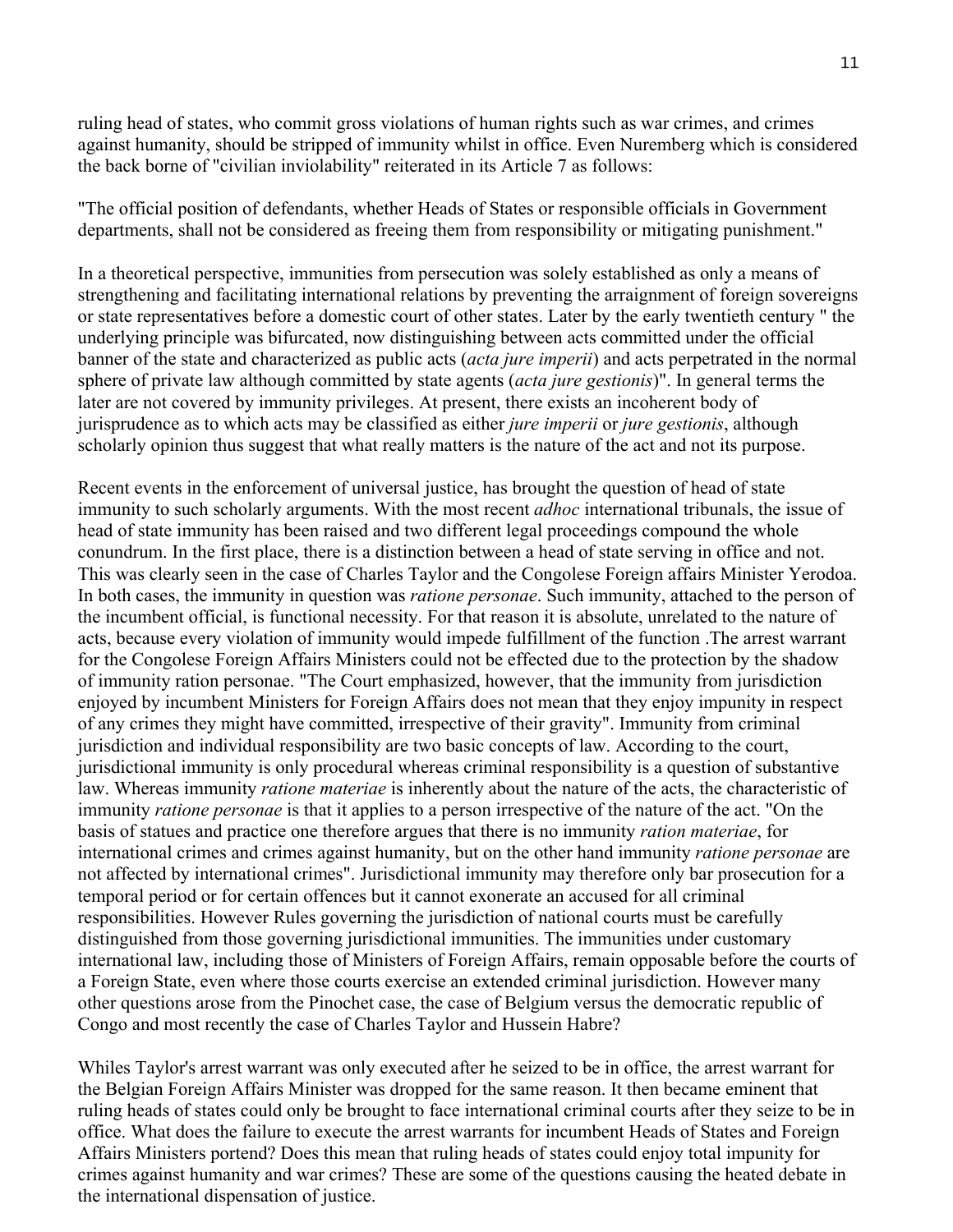ruling head of states, who commit gross violations of human rights such as war crimes, and crimes against humanity, should be stripped of immunity whilst in office. Even Nuremberg which is considered the back borne of "civilian inviolability" reiterated in its Article 7 as follows:

"The official position of defendants, whether Heads of States or responsible officials in Government departments, shall not be considered as freeing them from responsibility or mitigating punishment."

In a theoretical perspective, immunities from persecution was solely established as only a means of strengthening and facilitating international relations by preventing the arraignment of foreign sovereigns or state representatives before a domestic court of other states. Later by the early twentieth century " the underlying principle was bifurcated, now distinguishing between acts committed under the official banner of the state and characterized as public acts (*acta jure imperii*) and acts perpetrated in the normal sphere of private law although committed by state agents (*acta jure gestionis*)". In general terms the later are not covered by immunity privileges. At present, there exists an incoherent body of jurisprudence as to which acts may be classified as either *jure imperii* or *jure gestionis*, although scholarly opinion thus suggest that what really matters is the nature of the act and not its purpose.

Recent events in the enforcement of universal justice, has brought the question of head of state immunity to such scholarly arguments. With the most recent *adhoc* international tribunals, the issue of head of state immunity has been raised and two different legal proceedings compound the whole conundrum. In the first place, there is a distinction between a head of state serving in office and not. This was clearly seen in the case of Charles Taylor and the Congolese Foreign affairs Minister Yerodoa. In both cases, the immunity in question was *ratione personae*. Such immunity, attached to the person of the incumbent official, is functional necessity. For that reason it is absolute, unrelated to the nature of acts, because every violation of immunity would impede fulfillment of the function .The arrest warrant for the Congolese Foreign Affairs Ministers could not be effected due to the protection by the shadow of immunity ration personae. "The Court emphasized, however, that the immunity from jurisdiction enjoyed by incumbent Ministers for Foreign Affairs does not mean that they enjoy impunity in respect of any crimes they might have committed, irrespective of their gravity". Immunity from criminal jurisdiction and individual responsibility are two basic concepts of law. According to the court, jurisdictional immunity is only procedural whereas criminal responsibility is a question of substantive law. Whereas immunity *ratione materiae* is inherently about the nature of the acts, the characteristic of immunity *ratione personae* is that it applies to a person irrespective of the nature of the act. "On the basis of statues and practice one therefore argues that there is no immunity *ration materiae*, for international crimes and crimes against humanity, but on the other hand immunity *ratione personae* are not affected by international crimes". Jurisdictional immunity may therefore only bar prosecution for a temporal period or for certain offences but it cannot exonerate an accused for all criminal responsibilities. However Rules governing the jurisdiction of national courts must be carefully distinguished from those governing jurisdictional immunities. The immunities under customary international law, including those of Ministers of Foreign Affairs, remain opposable before the courts of a Foreign State, even where those courts exercise an extended criminal jurisdiction. However many other questions arose from the Pinochet case, the case of Belgium versus the democratic republic of Congo and most recently the case of Charles Taylor and Hussein Habre?

Whiles Taylor's arrest warrant was only executed after he seized to be in office, the arrest warrant for the Belgian Foreign Affairs Minister was dropped for the same reason. It then became eminent that ruling heads of states could only be brought to face international criminal courts after they seize to be in office. What does the failure to execute the arrest warrants for incumbent Heads of States and Foreign Affairs Ministers portend? Does this mean that ruling heads of states could enjoy total impunity for crimes against humanity and war crimes? These are some of the questions causing the heated debate in the international dispensation of justice.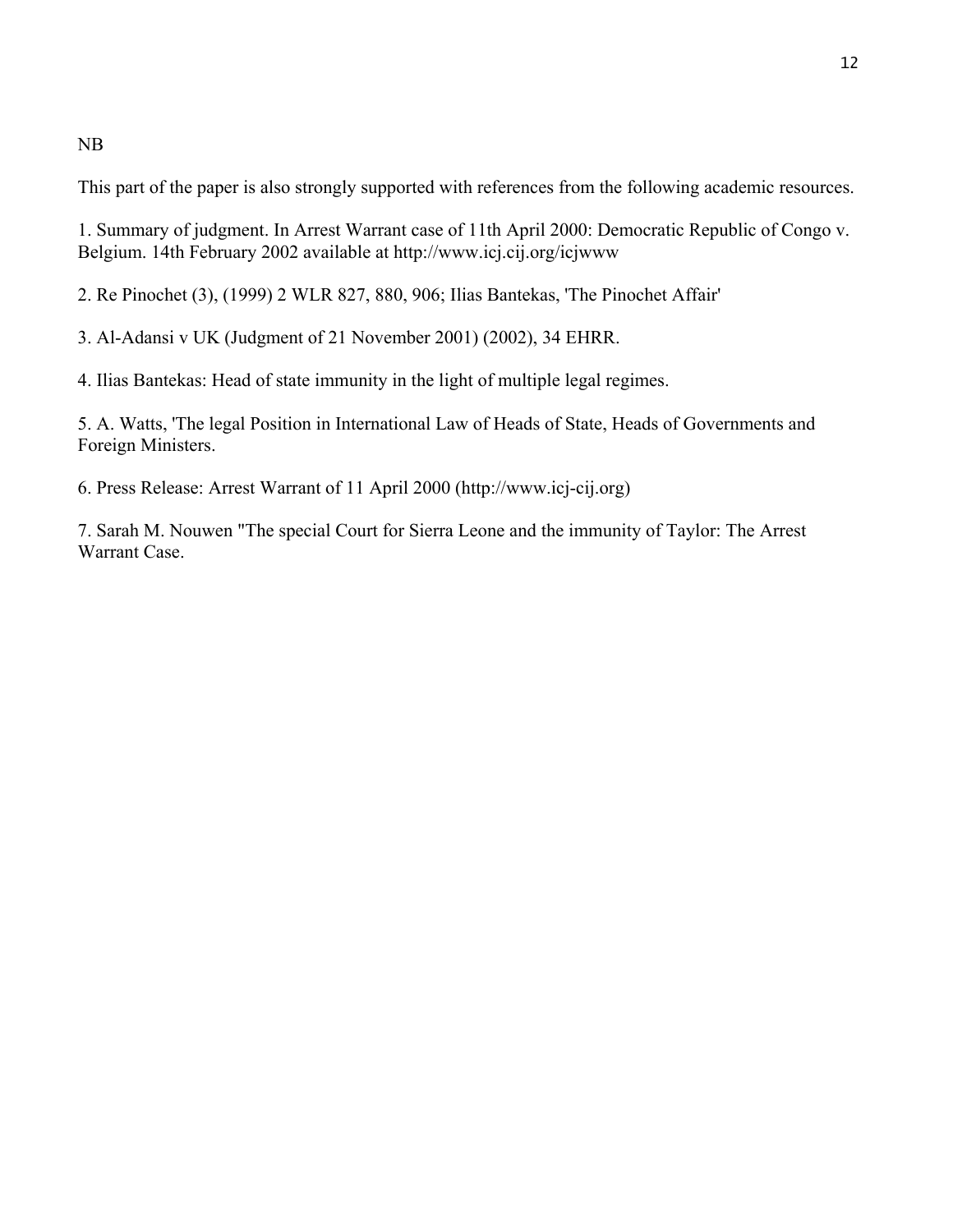NB

This part of the paper is also strongly supported with references from the following academic resources.

1. Summary of judgment. In Arrest Warrant case of 11th April 2000: Democratic Republic of Congo v. Belgium. 14th February 2002 available at http://www.icj.cij.org/icjwww

2. Re Pinochet (3), (1999) 2 WLR 827, 880, 906; Ilias Bantekas, 'The Pinochet Affair'

3. Al-Adansi v UK (Judgment of 21 November 2001) (2002), 34 EHRR.

4. Ilias Bantekas: Head of state immunity in the light of multiple legal regimes.

5. A. Watts, 'The legal Position in International Law of Heads of State, Heads of Governments and Foreign Ministers.

6. Press Release: Arrest Warrant of 11 April 2000 (http://www.icj-cij.org)

7. Sarah M. Nouwen "The special Court for Sierra Leone and the immunity of Taylor: The Arrest Warrant Case.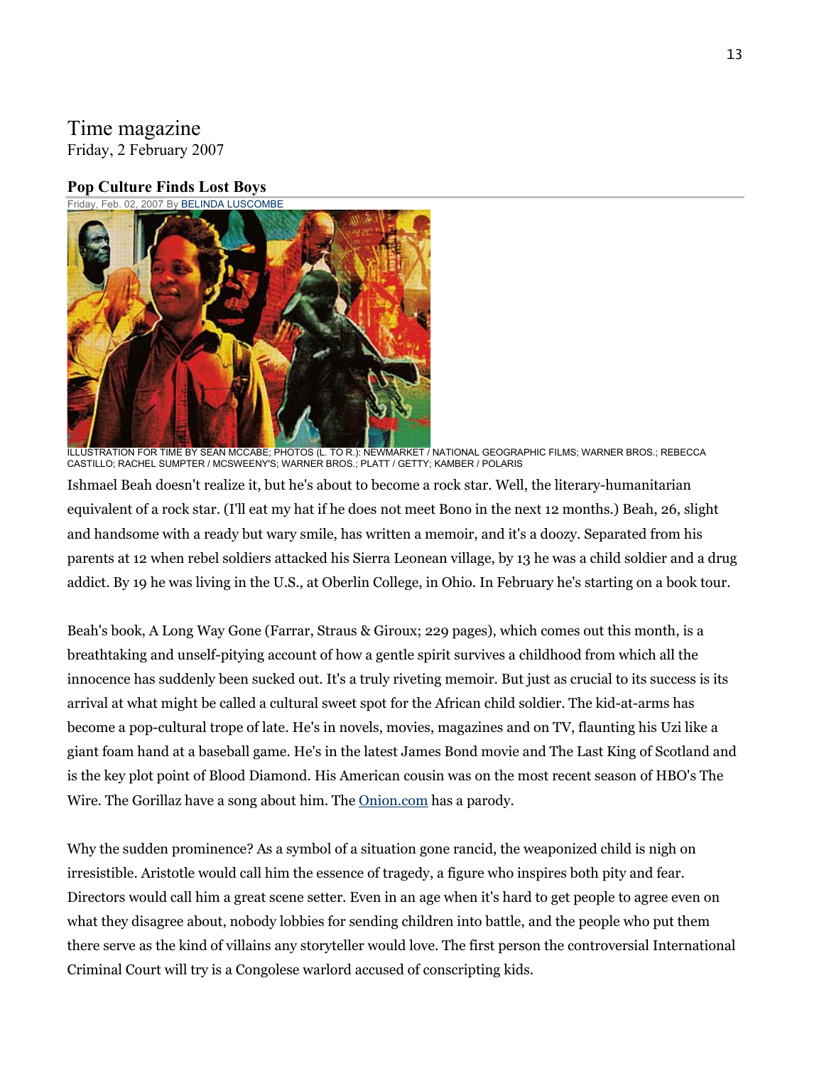Time magazine
Friday, 2 February 2007

### Pop Culture Finds Lost Boys

Friday, Feb. 02, 2007 By BELINDA LUSCOMBE

ILLUSTRATION FOR TIME BY SEAN MCCABE; PHOTOS (L. TO R.): NEWMARKET / NATIONAL GEOGRAPHIC FILMS; WARNER BROS.; REBECCA CASTILLO; RACHEL SUMPTER / MCSWEENY'S; WARNER BROS.; PLATT / GETTY; KAMBER / POLARIS

Ishmael Beah doesn't realize it, but he's about to become a rock star. Well, the literary-humanitarian equivalent of a rock star. (I'll eat my hat if he does not meet Bono in the next 12 months.) Beah, 26, slight and handsome with a ready but wary smile, has written a memoir, and it's a doozy. Separated from his parents at 12 when rebel soldiers attacked his Sierra Leonean village, by 13 he was a child soldier and a drug addict. By 19 he was living in the U.S., at Oberlin College, in Ohio. In February he's starting on a book tour.

Beah's book, A Long Way Gone (Farrar, Straus & Giroux; 229 pages), which comes out this month, is a breathtaking and unself-pitying account of how a gentle spirit survives a childhood from which all the innocence has suddenly been sucked out. It's a truly riveting memoir. But just as crucial to its success is its arrival at what might be called a cultural sweet spot for the African child soldier. The kid-at-arms has become a pop-cultural trope of late. He's in novels, movies, magazines and on TV, flaunting his Uzi like a giant foam hand at a baseball game. He's in the latest James Bond movie and The Last King of Scotland and is the key plot point of Blood Diamond. His American cousin was on the most recent season of HBO's The Wire. The Gorillaz have a song about him. The Onion.com has a parody.

Why the sudden prominence? As a symbol of a situation gone rancid, the weaponized child is nigh on irresistible. Aristotle would call him the essence of tragedy, a figure who inspires both pity and fear. Directors would call him a great scene setter. Even in an age when it's hard to get people to agree even on what they disagree about, nobody lobbies for sending children into battle, and the people who put them there serve as the kind of villains any storyteller would love. The first person the controversial International Criminal Court will try is a Congolese warlord accused of conscripting kids.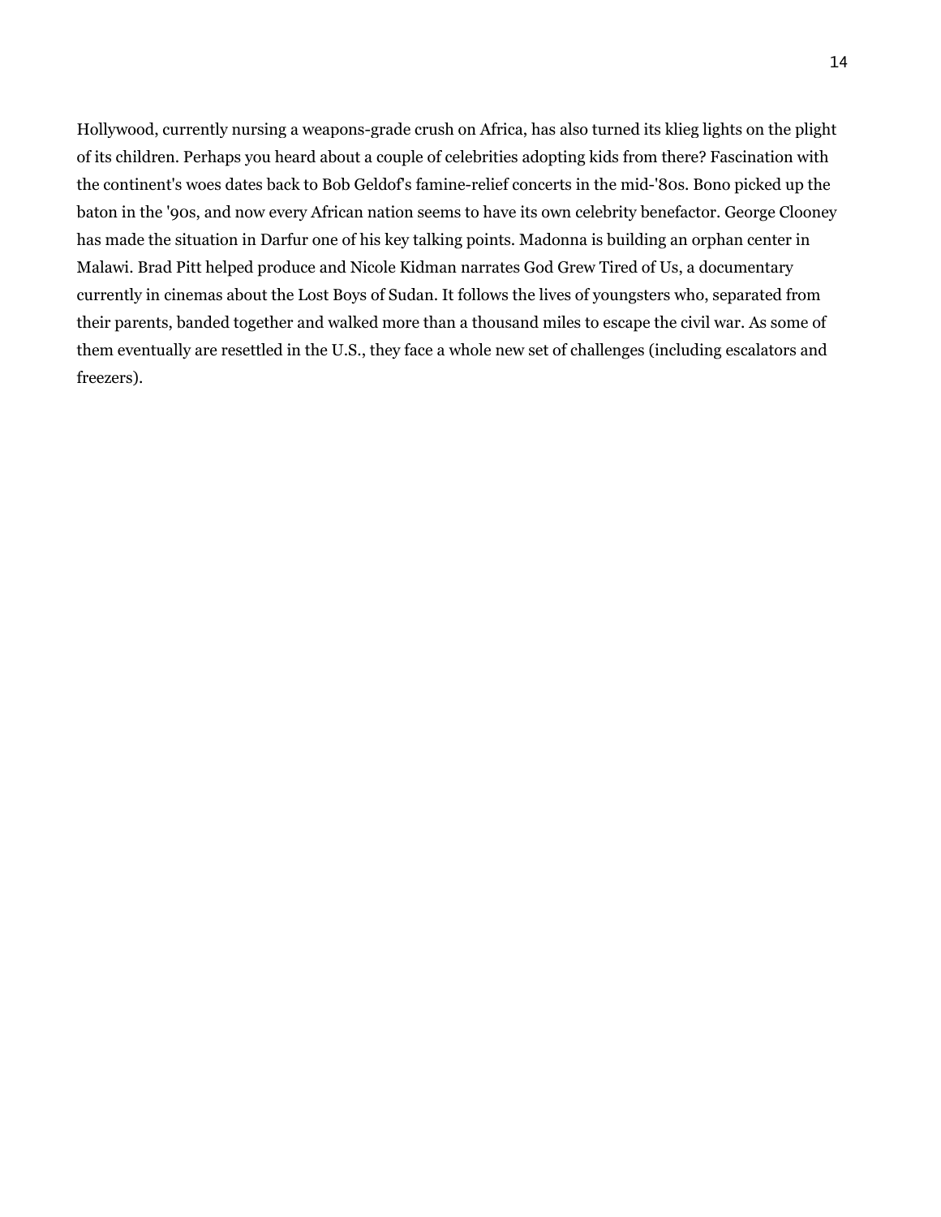Hollywood, currently nursing a weapons-grade crush on Africa, has also turned its klieg lights on the plight of its children. Perhaps you heard about a couple of celebrities adopting kids from there? Fascination with the continent's woes dates back to Bob Geldof's famine-relief concerts in the mid-'80s. Bono picked up the baton in the '90s, and now every African nation seems to have its own celebrity benefactor. George Clooney has made the situation in Darfur one of his key talking points. Madonna is building an orphan center in Malawi. Brad Pitt helped produce and Nicole Kidman narrates God Grew Tired of Us, a documentary currently in cinemas about the Lost Boys of Sudan. It follows the lives of youngsters who, separated from their parents, banded together and walked more than a thousand miles to escape the civil war. As some of them eventually are resettled in the U.S., they face a whole new set of challenges (including escalators and freezers).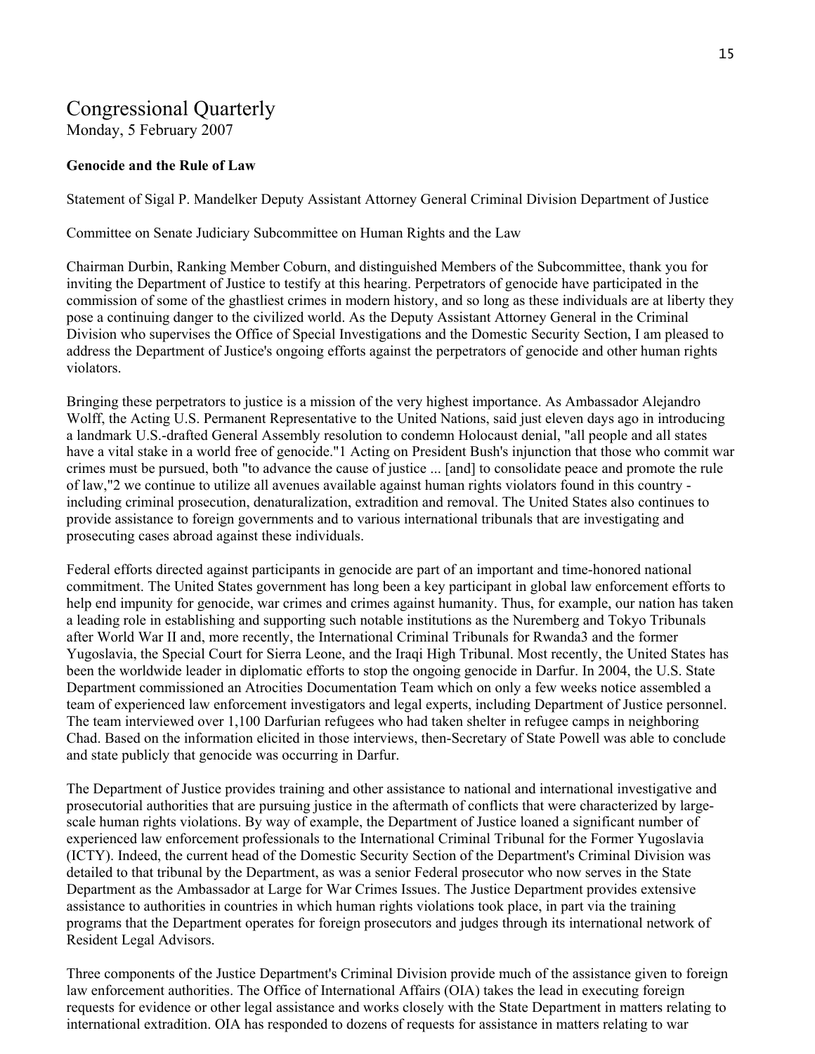# Congressional Quarterly

Monday, 5 February 2007

**Genocide and the Rule of Law**

Statement of Sigal P. Mandelker Deputy Assistant Attorney General Criminal Division Department of Justice

Committee on Senate Judiciary Subcommittee on Human Rights and the Law

Chairman Durbin, Ranking Member Coburn, and distinguished Members of the Subcommittee, thank you for inviting the Department of Justice to testify at this hearing. Perpetrators of genocide have participated in the commission of some of the ghastliest crimes in modern history, and so long as these individuals are at liberty they pose a continuing danger to the civilized world. As the Deputy Assistant Attorney General in the Criminal Division who supervises the Office of Special Investigations and the Domestic Security Section, I am pleased to address the Department of Justice's ongoing efforts against the perpetrators of genocide and other human rights violators.

Bringing these perpetrators to justice is a mission of the very highest importance. As Ambassador Alejandro Wolff, the Acting U.S. Permanent Representative to the United Nations, said just eleven days ago in introducing a landmark U.S.-drafted General Assembly resolution to condemn Holocaust denial, "all people and all states have a vital stake in a world free of genocide."1 Acting on President Bush's injunction that those who commit war crimes must be pursued, both "to advance the cause of justice ... [and] to consolidate peace and promote the rule of law,"2 we continue to utilize all avenues available against human rights violators found in this country - including criminal prosecution, denaturalization, extradition and removal. The United States also continues to provide assistance to foreign governments and to various international tribunals that are investigating and prosecuting cases abroad against these individuals.

Federal efforts directed against participants in genocide are part of an important and time-honored national commitment. The United States government has long been a key participant in global law enforcement efforts to help end impunity for genocide, war crimes and crimes against humanity. Thus, for example, our nation has taken a leading role in establishing and supporting such notable institutions as the Nuremberg and Tokyo Tribunals after World War II and, more recently, the International Criminal Tribunals for Rwanda3 and the former Yugoslavia, the Special Court for Sierra Leone, and the Iraqi High Tribunal. Most recently, the United States has been the worldwide leader in diplomatic efforts to stop the ongoing genocide in Darfur. In 2004, the U.S. State Department commissioned an Atrocities Documentation Team which on only a few weeks notice assembled a team of experienced law enforcement investigators and legal experts, including Department of Justice personnel. The team interviewed over 1,100 Darfurian refugees who had taken shelter in refugee camps in neighboring Chad. Based on the information elicited in those interviews, then-Secretary of State Powell was able to conclude and state publicly that genocide was occurring in Darfur.

The Department of Justice provides training and other assistance to national and international investigative and prosecutorial authorities that are pursuing justice in the aftermath of conflicts that were characterized by large-scale human rights violations. By way of example, the Department of Justice loaned a significant number of experienced law enforcement professionals to the International Criminal Tribunal for the Former Yugoslavia (ICTY). Indeed, the current head of the Domestic Security Section of the Department's Criminal Division was detailed to that tribunal by the Department, as was a senior Federal prosecutor who now serves in the State Department as the Ambassador at Large for War Crimes Issues. The Justice Department provides extensive assistance to authorities in countries in which human rights violations took place, in part via the training programs that the Department operates for foreign prosecutors and judges through its international network of Resident Legal Advisors.

Three components of the Justice Department's Criminal Division provide much of the assistance given to foreign law enforcement authorities. The Office of International Affairs (OIA) takes the lead in executing foreign requests for evidence or other legal assistance and works closely with the State Department in matters relating to international extradition. OIA has responded to dozens of requests for assistance in matters relating to war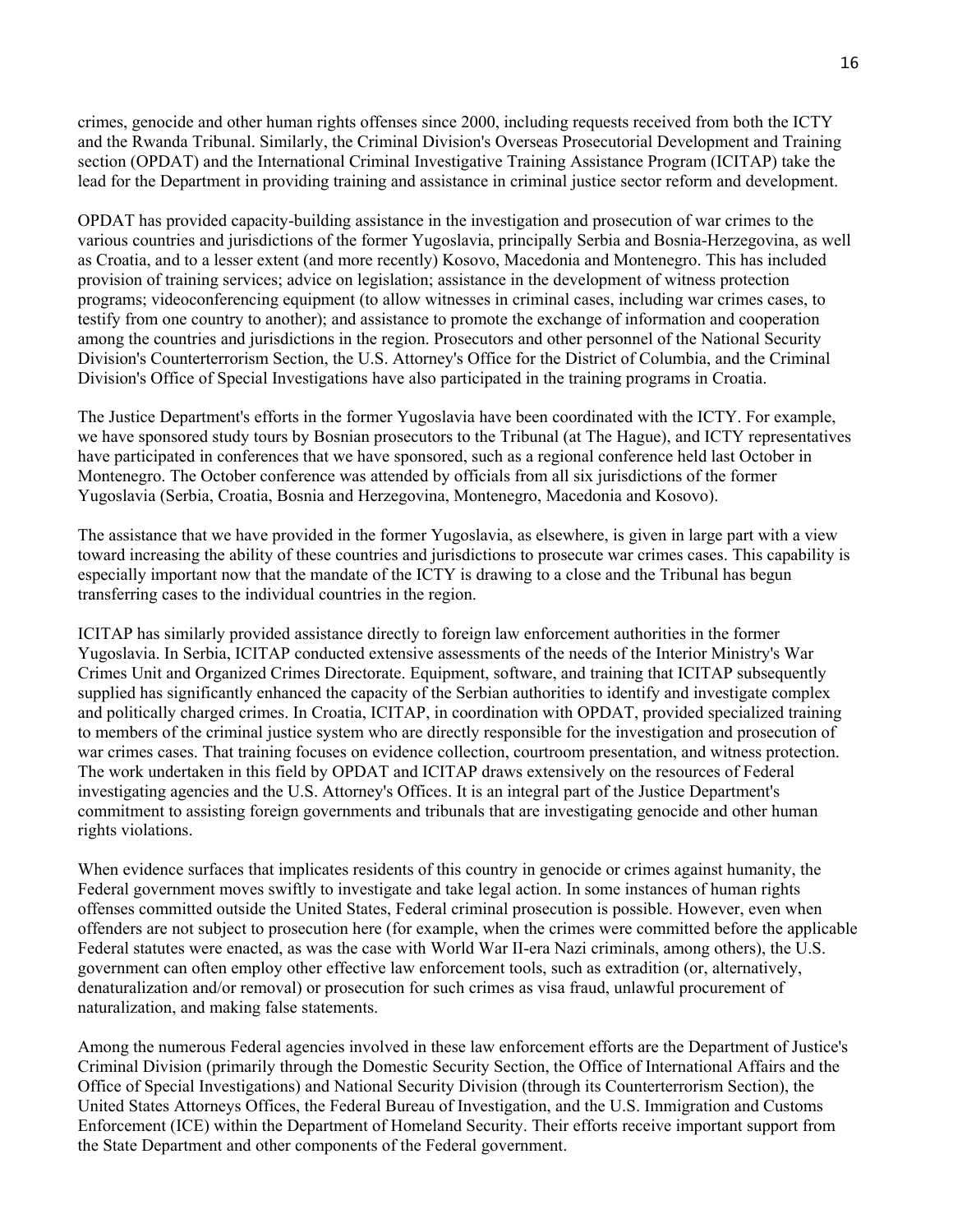crimes, genocide and other human rights offenses since 2000, including requests received from both the ICTY and the Rwanda Tribunal. Similarly, the Criminal Division's Overseas Prosecutorial Development and Training section (OPDAT) and the International Criminal Investigative Training Assistance Program (ICITAP) take the lead for the Department in providing training and assistance in criminal justice sector reform and development.

OPDAT has provided capacity-building assistance in the investigation and prosecution of war crimes to the various countries and jurisdictions of the former Yugoslavia, principally Serbia and Bosnia-Herzegovina, as well as Croatia, and to a lesser extent (and more recently) Kosovo, Macedonia and Montenegro. This has included provision of training services; advice on legislation; assistance in the development of witness protection programs; videoconferencing equipment (to allow witnesses in criminal cases, including war crimes cases, to testify from one country to another); and assistance to promote the exchange of information and cooperation among the countries and jurisdictions in the region. Prosecutors and other personnel of the National Security Division's Counterterrorism Section, the U.S. Attorney's Office for the District of Columbia, and the Criminal Division's Office of Special Investigations have also participated in the training programs in Croatia.

The Justice Department's efforts in the former Yugoslavia have been coordinated with the ICTY. For example, we have sponsored study tours by Bosnian prosecutors to the Tribunal (at The Hague), and ICTY representatives have participated in conferences that we have sponsored, such as a regional conference held last October in Montenegro. The October conference was attended by officials from all six jurisdictions of the former Yugoslavia (Serbia, Croatia, Bosnia and Herzegovina, Montenegro, Macedonia and Kosovo).

The assistance that we have provided in the former Yugoslavia, as elsewhere, is given in large part with a view toward increasing the ability of these countries and jurisdictions to prosecute war crimes cases. This capability is especially important now that the mandate of the ICTY is drawing to a close and the Tribunal has begun transferring cases to the individual countries in the region.

ICITAP has similarly provided assistance directly to foreign law enforcement authorities in the former Yugoslavia. In Serbia, ICITAP conducted extensive assessments of the needs of the Interior Ministry's War Crimes Unit and Organized Crimes Directorate. Equipment, software, and training that ICITAP subsequently supplied has significantly enhanced the capacity of the Serbian authorities to identify and investigate complex and politically charged crimes. In Croatia, ICITAP, in coordination with OPDAT, provided specialized training to members of the criminal justice system who are directly responsible for the investigation and prosecution of war crimes cases. That training focuses on evidence collection, courtroom presentation, and witness protection. The work undertaken in this field by OPDAT and ICITAP draws extensively on the resources of Federal investigating agencies and the U.S. Attorney's Offices. It is an integral part of the Justice Department's commitment to assisting foreign governments and tribunals that are investigating genocide and other human rights violations.

When evidence surfaces that implicates residents of this country in genocide or crimes against humanity, the Federal government moves swiftly to investigate and take legal action. In some instances of human rights offenses committed outside the United States, Federal criminal prosecution is possible. However, even when offenders are not subject to prosecution here (for example, when the crimes were committed before the applicable Federal statutes were enacted, as was the case with World War II-era Nazi criminals, among others), the U.S. government can often employ other effective law enforcement tools, such as extradition (or, alternatively, denaturalization and/or removal) or prosecution for such crimes as visa fraud, unlawful procurement of naturalization, and making false statements.

Among the numerous Federal agencies involved in these law enforcement efforts are the Department of Justice's Criminal Division (primarily through the Domestic Security Section, the Office of International Affairs and the Office of Special Investigations) and National Security Division (through its Counterterrorism Section), the United States Attorneys Offices, the Federal Bureau of Investigation, and the U.S. Immigration and Customs Enforcement (ICE) within the Department of Homeland Security. Their efforts receive important support from the State Department and other components of the Federal government.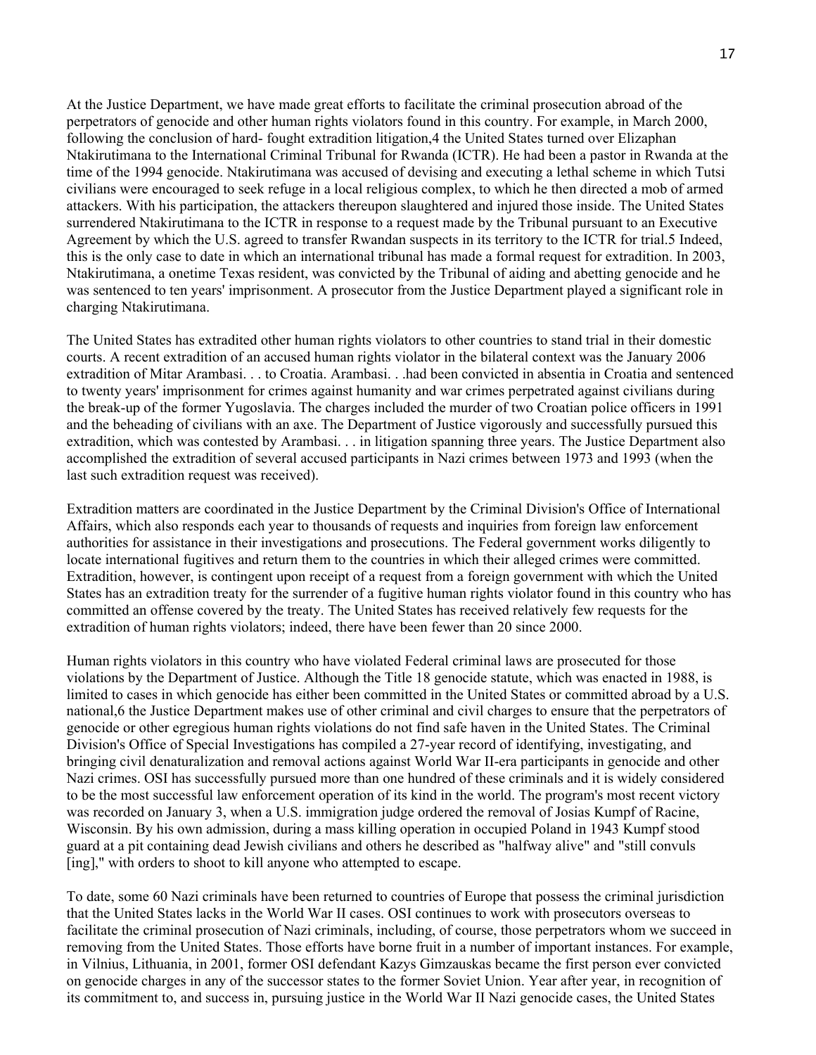At the Justice Department, we have made great efforts to facilitate the criminal prosecution abroad of the perpetrators of genocide and other human rights violators found in this country. For example, in March 2000, following the conclusion of hard- fought extradition litigation,4 the United States turned over Elizaphan Ntakirutimana to the International Criminal Tribunal for Rwanda (ICTR). He had been a pastor in Rwanda at the time of the 1994 genocide. Ntakirutimana was accused of devising and executing a lethal scheme in which Tutsi civilians were encouraged to seek refuge in a local religious complex, to which he then directed a mob of armed attackers. With his participation, the attackers thereupon slaughtered and injured those inside. The United States surrendered Ntakirutimana to the ICTR in response to a request made by the Tribunal pursuant to an Executive Agreement by which the U.S. agreed to transfer Rwandan suspects in its territory to the ICTR for trial.5 Indeed, this is the only case to date in which an international tribunal has made a formal request for extradition. In 2003, Ntakirutimana, a onetime Texas resident, was convicted by the Tribunal of aiding and abetting genocide and he was sentenced to ten years' imprisonment. A prosecutor from the Justice Department played a significant role in charging Ntakirutimana.

The United States has extradited other human rights violators to other countries to stand trial in their domestic courts. A recent extradition of an accused human rights violator in the bilateral context was the January 2006 extradition of Mitar Arambasi. . . to Croatia. Arambasi. . .had been convicted in absentia in Croatia and sentenced to twenty years' imprisonment for crimes against humanity and war crimes perpetrated against civilians during the break-up of the former Yugoslavia. The charges included the murder of two Croatian police officers in 1991 and the beheading of civilians with an axe. The Department of Justice vigorously and successfully pursued this extradition, which was contested by Arambasi. . . in litigation spanning three years. The Justice Department also accomplished the extradition of several accused participants in Nazi crimes between 1973 and 1993 (when the last such extradition request was received).

Extradition matters are coordinated in the Justice Department by the Criminal Division's Office of International Affairs, which also responds each year to thousands of requests and inquiries from foreign law enforcement authorities for assistance in their investigations and prosecutions. The Federal government works diligently to locate international fugitives and return them to the countries in which their alleged crimes were committed. Extradition, however, is contingent upon receipt of a request from a foreign government with which the United States has an extradition treaty for the surrender of a fugitive human rights violator found in this country who has committed an offense covered by the treaty. The United States has received relatively few requests for the extradition of human rights violators; indeed, there have been fewer than 20 since 2000.

Human rights violators in this country who have violated Federal criminal laws are prosecuted for those violations by the Department of Justice. Although the Title 18 genocide statute, which was enacted in 1988, is limited to cases in which genocide has either been committed in the United States or committed abroad by a U.S. national,6 the Justice Department makes use of other criminal and civil charges to ensure that the perpetrators of genocide or other egregious human rights violations do not find safe haven in the United States. The Criminal Division's Office of Special Investigations has compiled a 27-year record of identifying, investigating, and bringing civil denaturalization and removal actions against World War II-era participants in genocide and other Nazi crimes. OSI has successfully pursued more than one hundred of these criminals and it is widely considered to be the most successful law enforcement operation of its kind in the world. The program's most recent victory was recorded on January 3, when a U.S. immigration judge ordered the removal of Josias Kumpf of Racine, Wisconsin. By his own admission, during a mass killing operation in occupied Poland in 1943 Kumpf stood guard at a pit containing dead Jewish civilians and others he described as "halfway alive" and "still convuls [ing]," with orders to shoot to kill anyone who attempted to escape.

To date, some 60 Nazi criminals have been returned to countries of Europe that possess the criminal jurisdiction that the United States lacks in the World War II cases. OSI continues to work with prosecutors overseas to facilitate the criminal prosecution of Nazi criminals, including, of course, those perpetrators whom we succeed in removing from the United States. Those efforts have borne fruit in a number of important instances. For example, in Vilnius, Lithuania, in 2001, former OSI defendant Kazys Gimzauskas became the first person ever convicted on genocide charges in any of the successor states to the former Soviet Union. Year after year, in recognition of its commitment to, and success in, pursuing justice in the World War II Nazi genocide cases, the United States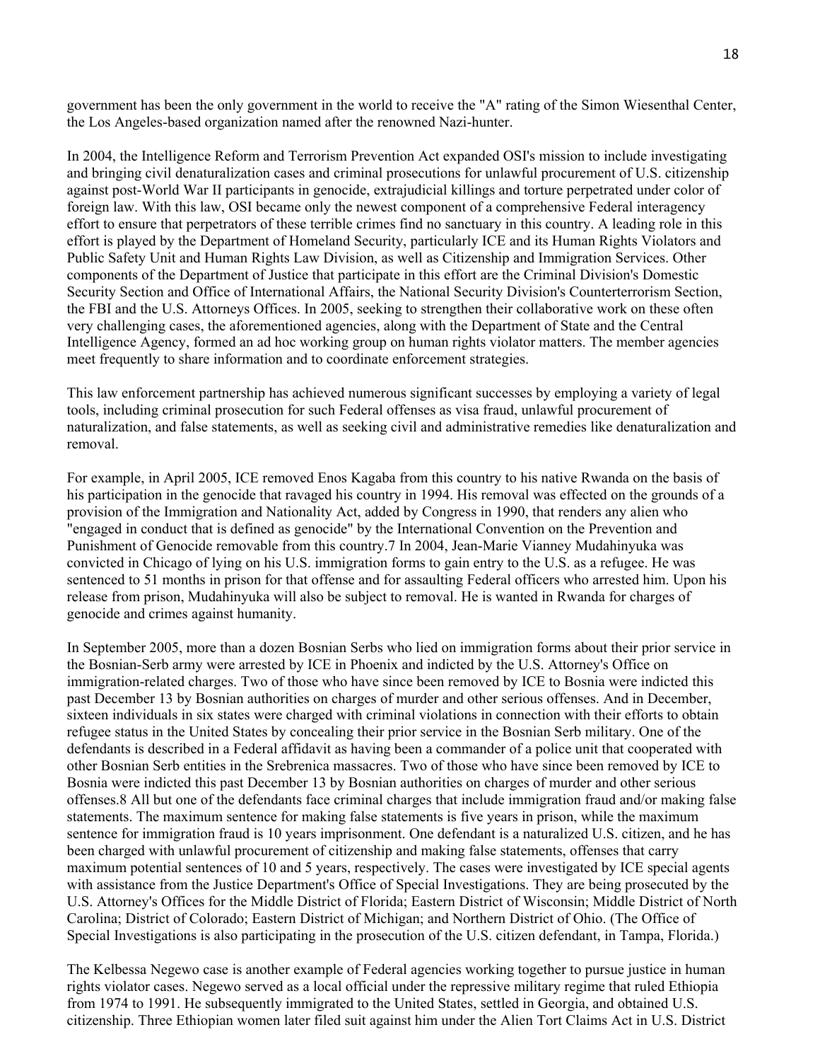government has been the only government in the world to receive the "A" rating of the Simon Wiesenthal Center, the Los Angeles-based organization named after the renowned Nazi-hunter.

In 2004, the Intelligence Reform and Terrorism Prevention Act expanded OSI's mission to include investigating and bringing civil denaturalization cases and criminal prosecutions for unlawful procurement of U.S. citizenship against post-World War II participants in genocide, extrajudicial killings and torture perpetrated under color of foreign law. With this law, OSI became only the newest component of a comprehensive Federal interagency effort to ensure that perpetrators of these terrible crimes find no sanctuary in this country. A leading role in this effort is played by the Department of Homeland Security, particularly ICE and its Human Rights Violators and Public Safety Unit and Human Rights Law Division, as well as Citizenship and Immigration Services. Other components of the Department of Justice that participate in this effort are the Criminal Division's Domestic Security Section and Office of International Affairs, the National Security Division's Counterterrorism Section, the FBI and the U.S. Attorneys Offices. In 2005, seeking to strengthen their collaborative work on these often very challenging cases, the aforementioned agencies, along with the Department of State and the Central Intelligence Agency, formed an ad hoc working group on human rights violator matters. The member agencies meet frequently to share information and to coordinate enforcement strategies.

This law enforcement partnership has achieved numerous significant successes by employing a variety of legal tools, including criminal prosecution for such Federal offenses as visa fraud, unlawful procurement of naturalization, and false statements, as well as seeking civil and administrative remedies like denaturalization and removal.

For example, in April 2005, ICE removed Enos Kagaba from this country to his native Rwanda on the basis of his participation in the genocide that ravaged his country in 1994. His removal was effected on the grounds of a provision of the Immigration and Nationality Act, added by Congress in 1990, that renders any alien who "engaged in conduct that is defined as genocide" by the International Convention on the Prevention and Punishment of Genocide removable from this country.[7] In 2004, Jean-Marie Vianney Mudahinyuka was convicted in Chicago of lying on his U.S. immigration forms to gain entry to the U.S. as a refugee. He was sentenced to 51 months in prison for that offense and for assaulting Federal officers who arrested him. Upon his release from prison, Mudahinyuka will also be subject to removal. He is wanted in Rwanda for charges of genocide and crimes against humanity.

In September 2005, more than a dozen Bosnian Serbs who lied on immigration forms about their prior service in the Bosnian-Serb army were arrested by ICE in Phoenix and indicted by the U.S. Attorney's Office on immigration-related charges. Two of those who have since been removed by ICE to Bosnia were indicted this past December 13 by Bosnian authorities on charges of murder and other serious offenses. And in December, sixteen individuals in six states were charged with criminal violations in connection with their efforts to obtain refugee status in the United States by concealing their prior service in the Bosnian Serb military. One of the defendants is described in a Federal affidavit as having been a commander of a police unit that cooperated with other Bosnian Serb entities in the Srebrenica massacres. Two of those who have since been removed by ICE to Bosnia were indicted this past December 13 by Bosnian authorities on charges of murder and other serious offenses.[8] All but one of the defendants face criminal charges that include immigration fraud and/or making false statements. The maximum sentence for making false statements is five years in prison, while the maximum sentence for immigration fraud is 10 years imprisonment. One defendant is a naturalized U.S. citizen, and he has been charged with unlawful procurement of citizenship and making false statements, offenses that carry maximum potential sentences of 10 and 5 years, respectively. The cases were investigated by ICE special agents with assistance from the Justice Department's Office of Special Investigations. They are being prosecuted by the U.S. Attorney's Offices for the Middle District of Florida; Eastern District of Wisconsin; Middle District of North Carolina; District of Colorado; Eastern District of Michigan; and Northern District of Ohio. (The Office of Special Investigations is also participating in the prosecution of the U.S. citizen defendant, in Tampa, Florida.)

The Kelbessa Negewo case is another example of Federal agencies working together to pursue justice in human rights violator cases. Negewo served as a local official under the repressive military regime that ruled Ethiopia from 1974 to 1991. He subsequently immigrated to the United States, settled in Georgia, and obtained U.S. citizenship. Three Ethiopian women later filed suit against him under the Alien Tort Claims Act in U.S. District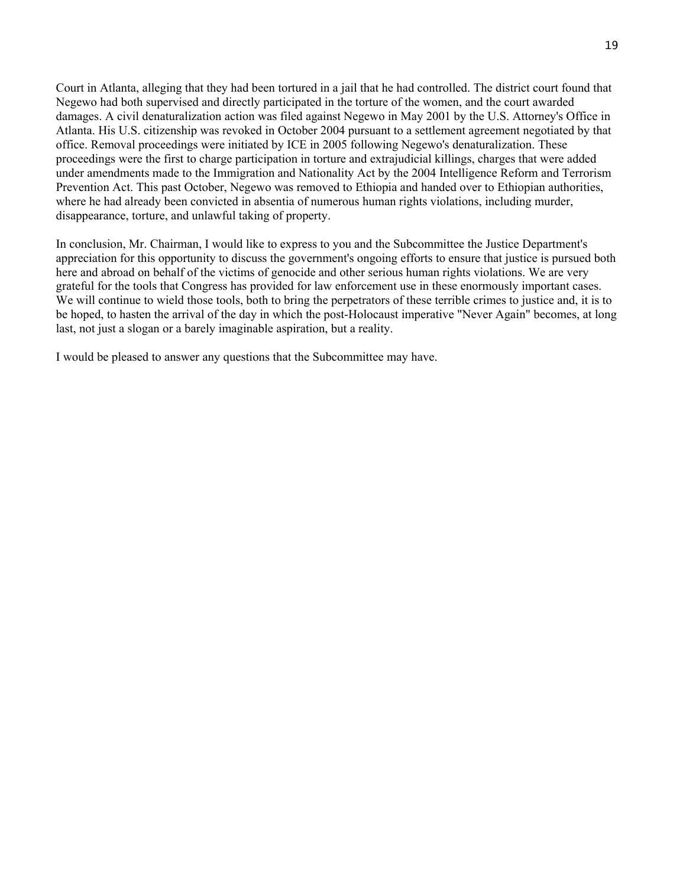Court in Atlanta, alleging that they had been tortured in a jail that he had controlled. The district court found that Negewo had both supervised and directly participated in the torture of the women, and the court awarded damages. A civil denaturalization action was filed against Negewo in May 2001 by the U.S. Attorney's Office in Atlanta. His U.S. citizenship was revoked in October 2004 pursuant to a settlement agreement negotiated by that office. Removal proceedings were initiated by ICE in 2005 following Negewo's denaturalization. These proceedings were the first to charge participation in torture and extrajudicial killings, charges that were added under amendments made to the Immigration and Nationality Act by the 2004 Intelligence Reform and Terrorism Prevention Act. This past October, Negewo was removed to Ethiopia and handed over to Ethiopian authorities, where he had already been convicted in absentia of numerous human rights violations, including murder, disappearance, torture, and unlawful taking of property.

In conclusion, Mr. Chairman, I would like to express to you and the Subcommittee the Justice Department's appreciation for this opportunity to discuss the government's ongoing efforts to ensure that justice is pursued both here and abroad on behalf of the victims of genocide and other serious human rights violations. We are very grateful for the tools that Congress has provided for law enforcement use in these enormously important cases. We will continue to wield those tools, both to bring the perpetrators of these terrible crimes to justice and, it is to be hoped, to hasten the arrival of the day in which the post-Holocaust imperative "Never Again" becomes, at long last, not just a slogan or a barely imaginable aspiration, but a reality.

I would be pleased to answer any questions that the Subcommittee may have.